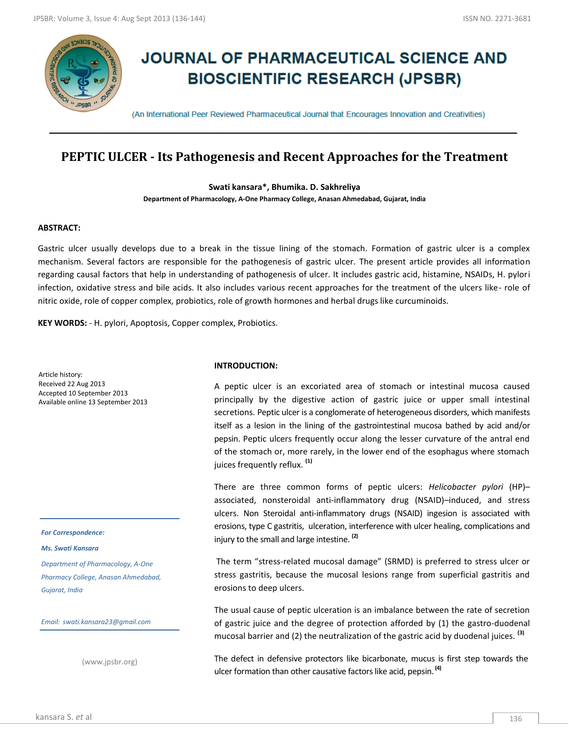# JOURNAL OF PHARMACEUTICAL SCIENCE AND BIOSCIENTIFIC RESEARCH (JPSBR)

(An International Peer Reviewed Pharmaceutical Journal that Encourages Innovation and Creativities)

## PEPTIC ULCER - Its Pathogenesis and Recent Approaches for the Treatment

**Swati kansara\*, Bhumika. D. Sakhreliya**

**Department of Pharmacology, A-One Pharmacy College, Anasan Ahmedabad, Gujarat, India**

### ABSTRACT:

Gastric ulcer usually develops due to a break in the tissue lining of the stomach. Formation of gastric ulcer is a complex mechanism. Several factors are responsible for the pathogenesis of gastric ulcer. The present article provides all information regarding causal factors that help in understanding of pathogenesis of ulcer. It includes gastric acid, histamine, NSAIDs, H. pylori infection, oxidative stress and bile acids. It also includes various recent approaches for the treatment of the ulcers like- role of nitric oxide, role of copper complex, probiotics, role of growth hormones and herbal drugs like curcuminoids.

**KEY WORDS:** - H. pylori, Apoptosis, Copper complex, Probiotics.

Article history:
Received 22 Aug 2013
Accepted 10 September 2013
Available online 13 September 2013

*For Correspondence:*

*Ms. Swati Kansara*

*Department of Pharmacology, A-One Pharmacy College, Anasan Ahmedabad, Gujarat, India*

*Email: swati.kansara23@gmail.com*

(www.jpsbr.org)

### INTRODUCTION:

A peptic ulcer is an excoriated area of stomach or intestinal mucosa caused principally by the digestive action of gastric juice or upper small intestinal secretions. Peptic ulcer is a conglomerate of heterogeneous disorders, which manifests itself as a lesion in the lining of the gastrointestinal mucosa bathed by acid and/or pepsin. Peptic ulcers frequently occur along the lesser curvature of the antral end of the stomach or, more rarely, in the lower end of the esophagus where stomach juices frequently reflux. [1]

There are three common forms of peptic ulcers: *Helicobacter pylori* (HP)–associated, nonsteroidal anti-inflammatory drug (NSAID)–induced, and stress ulcers. Non Steroidal anti-inflammatory drugs (NSAID) ingesion is associated with erosions, type C gastritis, ulceration, interference with ulcer healing, complications and injury to the small and large intestine. [2]

The term "stress-related mucosal damage" (SRMD) is preferred to stress ulcer or stress gastritis, because the mucosal lesions range from superficial gastritis and erosions to deep ulcers.

The usual cause of peptic ulceration is an imbalance between the rate of secretion of gastric juice and the degree of protection afforded by (1) the gastro-duodenal mucosal barrier and (2) the neutralization of the gastric acid by duodenal juices. [3]

The defect in defensive protectors like bicarbonate, mucus is first step towards the ulcer formation than other causative factors like acid, pepsin. [4]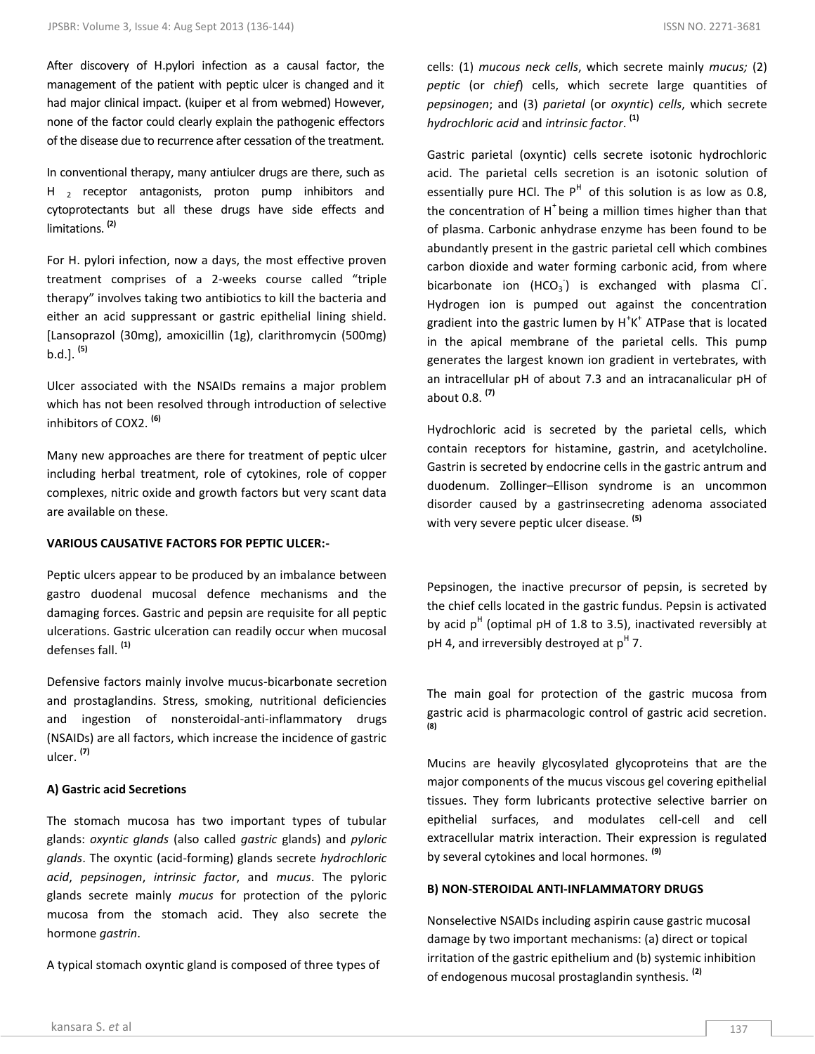After discovery of H.pylori infection as a causal factor, the management of the patient with peptic ulcer is changed and it had major clinical impact. (kuiper et al from webmed) However, none of the factor could clearly explain the pathogenic effectors of the disease due to recurrence after cessation of the treatment.

In conventional therapy, many antiulcer drugs are there, such as $H_2$ receptor antagonists, proton pump inhibitors and cytoprotectants but all these drugs have side effects and limitations. [2]

For H. pylori infection, now a days, the most effective proven treatment comprises of a 2-weeks course called "triple therapy" involves taking two antibiotics to kill the bacteria and either an acid suppressant or gastric epithelial lining shield. [Lansoprazol (30mg), amoxicillin (1g), clarithromycin (500mg) b.d.]. [5]

Ulcer associated with the NSAIDs remains a major problem which has not been resolved through introduction of selective inhibitors of COX2. [6]

Many new approaches are there for treatment of peptic ulcer including herbal treatment, role of cytokines, role of copper complexes, nitric oxide and growth factors but very scant data are available on these.

**VARIOUS CAUSATIVE FACTORS FOR PEPTIC ULCER:-**

Peptic ulcers appear to be produced by an imbalance between gastro duodenal mucosal defence mechanisms and the damaging forces. Gastric and pepsin are requisite for all peptic ulcerations. Gastric ulceration can readily occur when mucosal defenses fall. [1]

Defensive factors mainly involve mucus-bicarbonate secretion and prostaglandins. Stress, smoking, nutritional deficiencies and ingestion of nonsteroidal-anti-inflammatory drugs (NSAIDs) are all factors, which increase the incidence of gastric ulcer. [7]

**A) Gastric acid Secretions**

The stomach mucosa has two important types of tubular glands: *oxyntic glands* (also called *gastric* glands) and *pyloric glands*. The oxyntic (acid-forming) glands secrete *hydrochloric acid*, *pepsinogen*, *intrinsic factor*, and *mucus*. The pyloric glands secrete mainly *mucus* for protection of the pyloric mucosa from the stomach acid. They also secrete the hormone *gastrin*.

A typical stomach oxyntic gland is composed of three types of cells: (1) *mucous neck cells*, which secrete mainly *mucus;* (2) *peptic* (or *chief*) cells, which secrete large quantities of *pepsinogen*; and (3) *parietal* (or *oxyntic*) *cells*, which secrete *hydrochloric acid* and *intrinsic factor*. [1]

Gastric parietal (oxyntic) cells secrete isotonic hydrochloric acid. The parietal cells secretion is an isotonic solution of essentially pure HCl. The $P^H$ of this solution is as low as 0.8, the concentration of $H^+$ being a million times higher than that of plasma. Carbonic anhydrase enzyme has been found to be abundantly present in the gastric parietal cell which combines carbon dioxide and water forming carbonic acid, from where bicarbonate ion ($HCO_3^-$) is exchanged with plasma $Cl^-$. Hydrogen ion is pumped out against the concentration gradient into the gastric lumen by $H^+K^+$ ATPase that is located in the apical membrane of the parietal cells. This pump generates the largest known ion gradient in vertebrates, with an intracellular pH of about 7.3 and an intracanalicular pH of about 0.8. [7]

Hydrochloric acid is secreted by the parietal cells, which contain receptors for histamine, gastrin, and acetylcholine. Gastrin is secreted by endocrine cells in the gastric antrum and duodenum. Zollinger–Ellison syndrome is an uncommon disorder caused by a gastrinsecreting adenoma associated with very severe peptic ulcer disease. [5]

Pepsinogen, the inactive precursor of pepsin, is secreted by the chief cells located in the gastric fundus. Pepsin is activated by acid $p^H$ (optimal pH of 1.8 to 3.5), inactivated reversibly at pH 4, and irreversibly destroyed at $p^H$ 7.

The main goal for protection of the gastric mucosa from gastric acid is pharmacologic control of gastric acid secretion. [8]

Mucins are heavily glycosylated glycoproteins that are the major components of the mucus viscous gel covering epithelial tissues. They form lubricants protective selective barrier on epithelial surfaces, and modulates cell-cell and cell extracellular matrix interaction. Their expression is regulated by several cytokines and local hormones. [9]

**B) NON-STEROIDAL ANTI-INFLAMMATORY DRUGS**

Nonselective NSAIDs including aspirin cause gastric mucosal damage by two important mechanisms: (a) direct or topical irritation of the gastric epithelium and (b) systemic inhibition of endogenous mucosal prostaglandin synthesis. [2]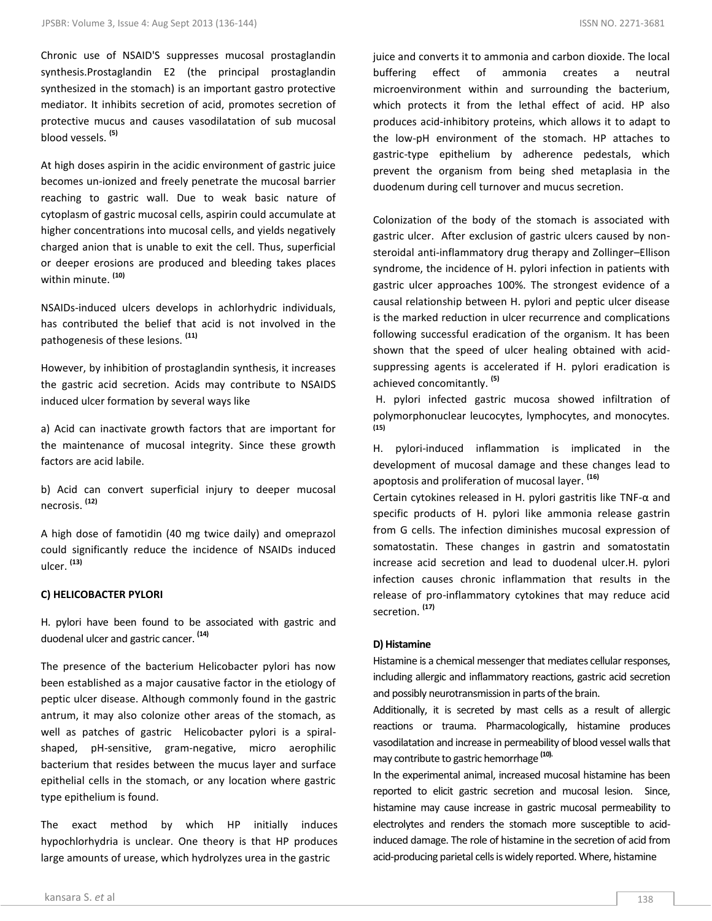Chronic use of NSAID'S suppresses mucosal prostaglandin synthesis.Prostaglandin E2 (the principal prostaglandin synthesized in the stomach) is an important gastro protective mediator. It inhibits secretion of acid, promotes secretion of protective mucus and causes vasodilatation of sub mucosal blood vessels. [5]

At high doses aspirin in the acidic environment of gastric juice becomes un-ionized and freely penetrate the mucosal barrier reaching to gastric wall. Due to weak basic nature of cytoplasm of gastric mucosal cells, aspirin could accumulate at higher concentrations into mucosal cells, and yields negatively charged anion that is unable to exit the cell. Thus, superficial or deeper erosions are produced and bleeding takes places within minute. [10]

NSAIDs-induced ulcers develops in achlorhydric individuals, has contributed the belief that acid is not involved in the pathogenesis of these lesions. [11]

However, by inhibition of prostaglandin synthesis, it increases the gastric acid secretion. Acids may contribute to NSAIDS induced ulcer formation by several ways like

a) Acid can inactivate growth factors that are important for the maintenance of mucosal integrity. Since these growth factors are acid labile.

b) Acid can convert superficial injury to deeper mucosal necrosis. [12]

A high dose of famotidin (40 mg twice daily) and omeprazol could significantly reduce the incidence of NSAIDs induced ulcer. [13]

### C) HELICOBACTER PYLORI

H. pylori have been found to be associated with gastric and duodenal ulcer and gastric cancer. [14]

The presence of the bacterium Helicobacter pylori has now been established as a major causative factor in the etiology of peptic ulcer disease. Although commonly found in the gastric antrum, it may also colonize other areas of the stomach, as well as patches of gastric Helicobacter pylori is a spiral-shaped, pH-sensitive, gram-negative, micro aerophilic bacterium that resides between the mucus layer and surface epithelial cells in the stomach, or any location where gastric type epithelium is found.

The exact method by which HP initially induces hypochlorhydria is unclear. One theory is that HP produces large amounts of urease, which hydrolyzes urea in the gastric juice and converts it to ammonia and carbon dioxide. The local buffering effect of ammonia creates a neutral microenvironment within and surrounding the bacterium, which protects it from the lethal effect of acid. HP also produces acid-inhibitory proteins, which allows it to adapt to the low-pH environment of the stomach. HP attaches to gastric-type epithelium by adherence pedestals, which prevent the organism from being shed metaplasia in the duodenum during cell turnover and mucus secretion.

Colonization of the body of the stomach is associated with gastric ulcer. After exclusion of gastric ulcers caused by non-steroidal anti-inflammatory drug therapy and Zollinger–Ellison syndrome, the incidence of H. pylori infection in patients with gastric ulcer approaches 100%. The strongest evidence of a causal relationship between H. pylori and peptic ulcer disease is the marked reduction in ulcer recurrence and complications following successful eradication of the organism. It has been shown that the speed of ulcer healing obtained with acid-suppressing agents is accelerated if H. pylori eradication is achieved concomitantly. [5]

H. pylori infected gastric mucosa showed infiltration of polymorphonuclear leucocytes, lymphocytes, and monocytes. [15]

H. pylori-induced inflammation is implicated in the development of mucosal damage and these changes lead to apoptosis and proliferation of mucosal layer. [16]

Certain cytokines released in H. pylori gastritis like TNF-α and specific products of H. pylori like ammonia release gastrin from G cells. The infection diminishes mucosal expression of somatostatin. These changes in gastrin and somatostatin increase acid secretion and lead to duodenal ulcer.H. pylori infection causes chronic inflammation that results in the release of pro-inflammatory cytokines that may reduce acid secretion. [17]

### D) Histamine

Histamine is a chemical messenger that mediates cellular responses, including allergic and inflammatory reactions, gastric acid secretion and possibly neurotransmission in parts of the brain.

Additionally, it is secreted by mast cells as a result of allergic reactions or trauma. Pharmacologically, histamine produces vasodilatation and increase in permeability of blood vessel walls that may contribute to gastric hemorrhage [10].

In the experimental animal, increased mucosal histamine has been reported to elicit gastric secretion and mucosal lesion. Since, histamine may cause increase in gastric mucosal permeability to electrolytes and renders the stomach more susceptible to acid-induced damage. The role of histamine in the secretion of acid from acid-producing parietal cells is widely reported. Where, histamine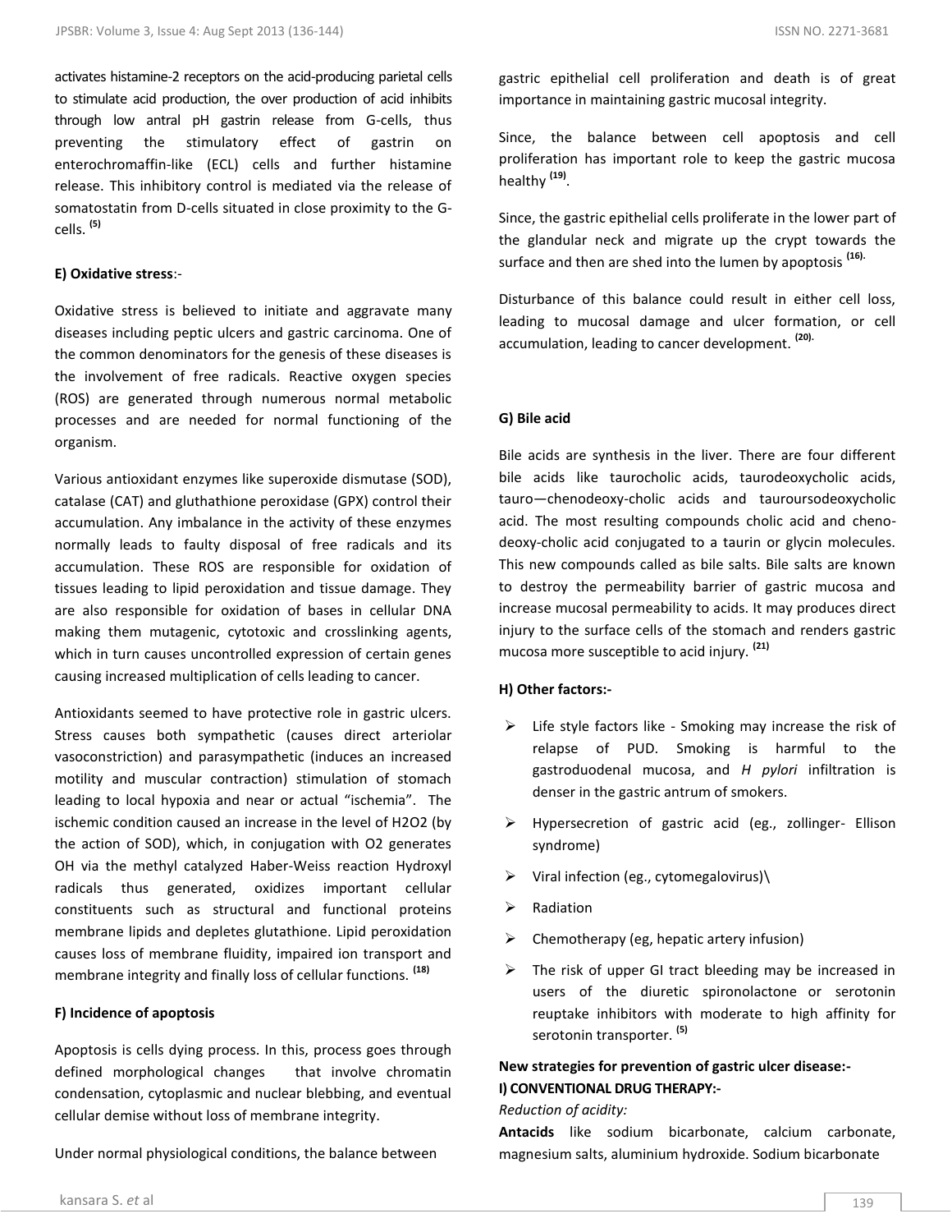activates histamine-2 receptors on the acid-producing parietal cells to stimulate acid production, the over production of acid inhibits through low antral pH gastrin release from G-cells, thus preventing the stimulatory effect of gastrin on enterochromaffin-like (ECL) cells and further histamine release. This inhibitory control is mediated via the release of somatostatin from D-cells situated in close proximity to the G-cells. [5]

**E) Oxidative stress**:-

Oxidative stress is believed to initiate and aggravate many diseases including peptic ulcers and gastric carcinoma. One of the common denominators for the genesis of these diseases is the involvement of free radicals. Reactive oxygen species (ROS) are generated through numerous normal metabolic processes and are needed for normal functioning of the organism.

Various antioxidant enzymes like superoxide dismutase (SOD), catalase (CAT) and gluthathione peroxidase (GPX) control their accumulation. Any imbalance in the activity of these enzymes normally leads to faulty disposal of free radicals and its accumulation. These ROS are responsible for oxidation of tissues leading to lipid peroxidation and tissue damage. They are also responsible for oxidation of bases in cellular DNA making them mutagenic, cytotoxic and crosslinking agents, which in turn causes uncontrolled expression of certain genes causing increased multiplication of cells leading to cancer.

Antioxidants seemed to have protective role in gastric ulcers. Stress causes both sympathetic (causes direct arteriolar vasoconstriction) and parasympathetic (induces an increased motility and muscular contraction) stimulation of stomach leading to local hypoxia and near or actual "ischemia". The ischemic condition caused an increase in the level of $H_2O_2$ (by the action of SOD), which, in conjugation with $O_2$ generates OH via the methyl catalyzed Haber-Weiss reaction Hydroxyl radicals thus generated, oxidizes important cellular constituents such as structural and functional proteins membrane lipids and depletes glutathione. Lipid peroxidation causes loss of membrane fluidity, impaired ion transport and membrane integrity and finally loss of cellular functions. [18]

**F) Incidence of apoptosis**

Apoptosis is cells dying process. In this, process goes through defined morphological changes that involve chromatin condensation, cytoplasmic and nuclear blebbing, and eventual cellular demise without loss of membrane integrity.

Under normal physiological conditions, the balance between gastric epithelial cell proliferation and death is of great importance in maintaining gastric mucosal integrity.

Since, the balance between cell apoptosis and cell proliferation has important role to keep the gastric mucosa healthy [19].

Since, the gastric epithelial cells proliferate in the lower part of the glandular neck and migrate up the crypt towards the surface and then are shed into the lumen by apoptosis [16].

Disturbance of this balance could result in either cell loss, leading to mucosal damage and ulcer formation, or cell accumulation, leading to cancer development. [20]

**G) Bile acid**

Bile acids are synthesis in the liver. There are four different bile acids like taurocholic acids, taurodeoxycholic acids, tauro—chenodeoxy-cholic acids and tauroursodeoxycholic acid. The most resulting compounds cholic acid and cheno-deoxy-cholic acid conjugated to a taurin or glycin molecules. This new compounds called as bile salts. Bile salts are known to destroy the permeability barrier of gastric mucosa and increase mucosal permeability to acids. It may produces direct injury to the surface cells of the stomach and renders gastric mucosa more susceptible to acid injury. [21]

**H) Other factors:-**

- Life style factors like - Smoking may increase the risk of relapse of PUD. Smoking is harmful to the gastroduodenal mucosa, and *H pylori* infiltration is denser in the gastric antrum of smokers.
- Hypersecretion of gastric acid (eg., zollinger- Ellison syndrome)
- Viral infection (eg., cytomegalovirus)\
- Radiation
- Chemotherapy (eg, hepatic artery infusion)
- The risk of upper GI tract bleeding may be increased in users of the diuretic spironolactone or serotonin reuptake inhibitors with moderate to high affinity for serotonin transporter. [5]

**New strategies for prevention of gastric ulcer disease:-**

**I) CONVENTIONAL DRUG THERAPY:-**

*Reduction of acidity:*

**Antacids** like sodium bicarbonate, calcium carbonate, magnesium salts, aluminium hydroxide. Sodium bicarbonate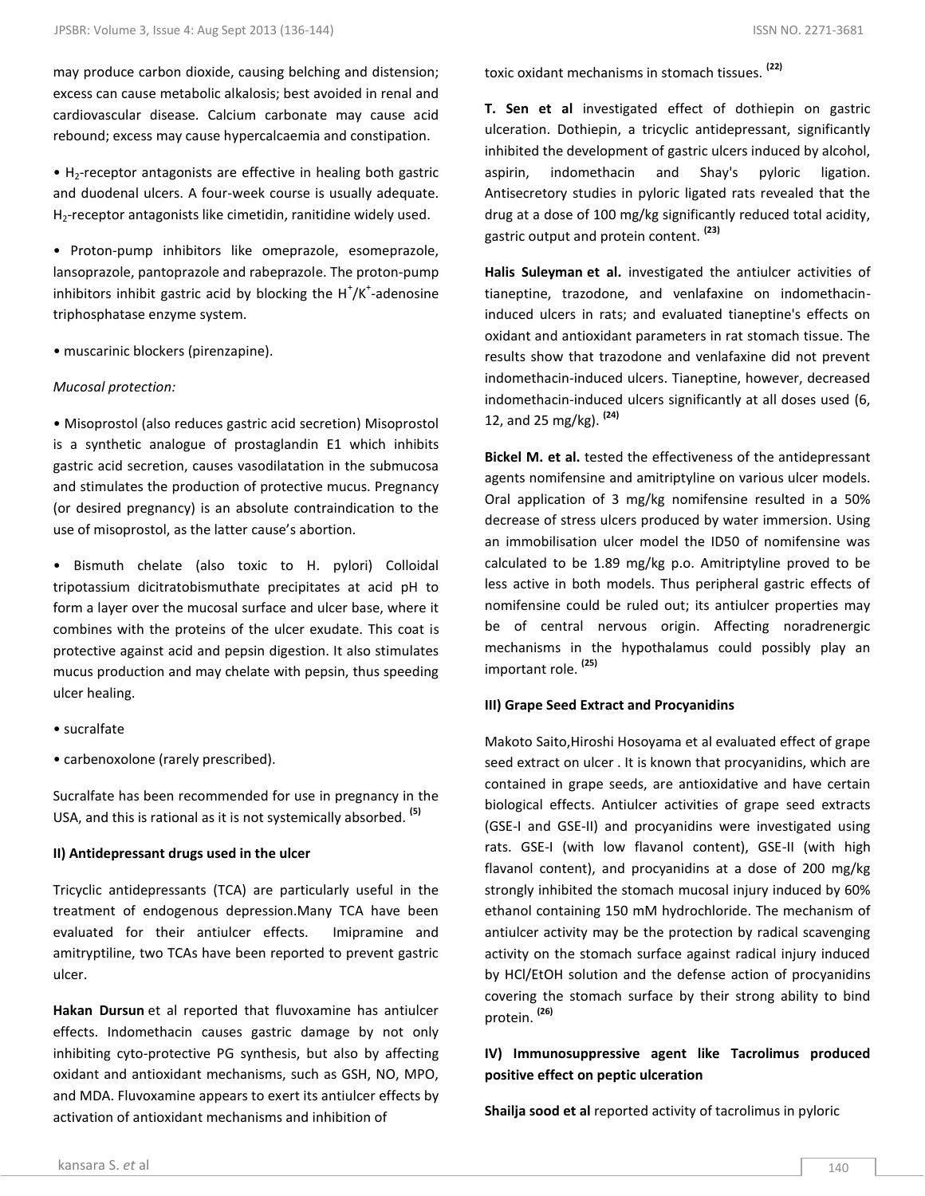may produce carbon dioxide, causing belching and distension; excess can cause metabolic alkalosis; best avoided in renal and cardiovascular disease. Calcium carbonate may cause acid rebound; excess may cause hypercalcaemia and constipation.

• $H_2$-receptor antagonists are effective in healing both gastric and duodenal ulcers. A four-week course is usually adequate. $H_2$-receptor antagonists like cimetidin, ranitidine widely used.

• Proton-pump inhibitors like omeprazole, esomeprazole, lansoprazole, pantoprazole and rabeprazole. The proton-pump inhibitors inhibit gastric acid by blocking the $H^+/K^+$-adenosine triphosphatase enzyme system.

• muscarinic blockers (pirenzapine).

*Mucosal protection:*

• Misoprostol (also reduces gastric acid secretion) Misoprostol is a synthetic analogue of prostaglandin E1 which inhibits gastric acid secretion, causes vasodilatation in the submucosa and stimulates the production of protective mucus. Pregnancy (or desired pregnancy) is an absolute contraindication to the use of misoprostol, as the latter cause's abortion.

• Bismuth chelate (also toxic to H. pylori) Colloidal tripotassium dicitratobismuthate precipitates at acid pH to form a layer over the mucosal surface and ulcer base, where it combines with the proteins of the ulcer exudate. This coat is protective against acid and pepsin digestion. It also stimulates mucus production and may chelate with pepsin, thus speeding ulcer healing.

• sucralfate

• carbenoxolone (rarely prescribed).

Sucralfate has been recommended for use in pregnancy in the USA, and this is rational as it is not systemically absorbed. [5]

**II) Antidepressant drugs used in the ulcer**

Tricyclic antidepressants (TCA) are particularly useful in the treatment of endogenous depression.Many TCA have been evaluated for their antiulcer effects. Imipramine and amitryptiline, two TCAs have been reported to prevent gastric ulcer.

**Hakan Dursun** et al reported that fluvoxamine has antiulcer effects. Indomethacin causes gastric damage by not only inhibiting cyto-protective PG synthesis, but also by affecting oxidant and antioxidant mechanisms, such as GSH, NO, MPO, and MDA. Fluvoxamine appears to exert its antiulcer effects by activation of antioxidant mechanisms and inhibition of toxic oxidant mechanisms in stomach tissues. [22]

**T. Sen et al** investigated effect of dothiepin on gastric ulceration. Dothiepin, a tricyclic antidepressant, significantly inhibited the development of gastric ulcers induced by alcohol, aspirin, indomethacin and Shay's pyloric ligation. Antisecretory studies in pyloric ligated rats revealed that the drug at a dose of 100 mg/kg significantly reduced total acidity, gastric output and protein content. [23]

**Halis Suleyman et al.** investigated the antiulcer activities of tianeptine, trazodone, and venlafaxine on indomethacin-induced ulcers in rats; and evaluated tianeptine's effects on oxidant and antioxidant parameters in rat stomach tissue. The results show that trazodone and venlafaxine did not prevent indomethacin-induced ulcers. Tianeptine, however, decreased indomethacin-induced ulcers significantly at all doses used (6, 12, and 25 mg/kg). [24]

**Bickel M. et al.** tested the effectiveness of the antidepressant agents nomifensine and amitriptyline on various ulcer models. Oral application of 3 mg/kg nomifensine resulted in a 50% decrease of stress ulcers produced by water immersion. Using an immobilisation ulcer model the ID50 of nomifensine was calculated to be 1.89 mg/kg p.o. Amitriptyline proved to be less active in both models. Thus peripheral gastric effects of nomifensine could be ruled out; its antiulcer properties may be of central nervous origin. Affecting noradrenergic mechanisms in the hypothalamus could possibly play an important role. [25]

**III) Grape Seed Extract and Procyanidins**

Makoto Saito,Hiroshi Hosoyama et al evaluated effect of grape seed extract on ulcer . It is known that procyanidins, which are contained in grape seeds, are antioxidative and have certain biological effects. Antiulcer activities of grape seed extracts (GSE-I and GSE-II) and procyanidins were investigated using rats. GSE-I (with low flavanol content), GSE-II (with high flavanol content), and procyanidins at a dose of 200 mg/kg strongly inhibited the stomach mucosal injury induced by 60% ethanol containing 150 mM hydrochloride. The mechanism of antiulcer activity may be the protection by radical scavenging activity on the stomach surface against radical injury induced by HCl/EtOH solution and the defense action of procyanidins covering the stomach surface by their strong ability to bind protein. [26]

**IV) Immunosuppressive agent like Tacrolimus produced positive effect on peptic ulceration**

**Shailja sood et al** reported activity of tacrolimus in pyloric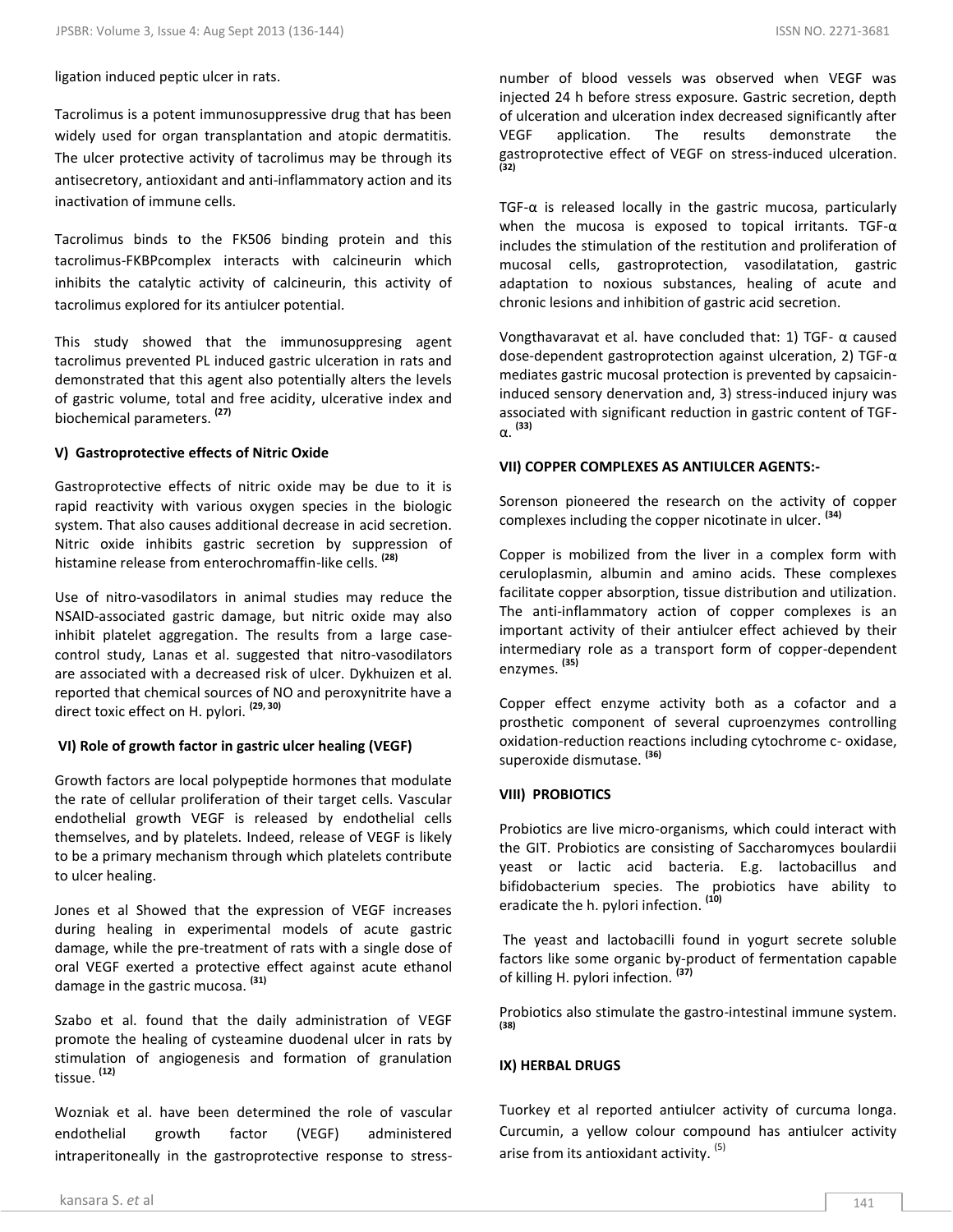ligation induced peptic ulcer in rats.

Tacrolimus is a potent immunosuppressive drug that has been widely used for organ transplantation and atopic dermatitis. The ulcer protective activity of tacrolimus may be through its antisecretory, antioxidant and anti-inflammatory action and its inactivation of immune cells.

Tacrolimus binds to the FK506 binding protein and this tacrolimus-FKBPcomplex interacts with calcineurin which inhibits the catalytic activity of calcineurin, this activity of tacrolimus explored for its antiulcer potential.

This study showed that the immunosuppresing agent tacrolimus prevented PL induced gastric ulceration in rats and demonstrated that this agent also potentially alters the levels of gastric volume, total and free acidity, ulcerative index and biochemical parameters. [27]

**V) Gastroprotective effects of Nitric Oxide**

Gastroprotective effects of nitric oxide may be due to it is rapid reactivity with various oxygen species in the biologic system. That also causes additional decrease in acid secretion. Nitric oxide inhibits gastric secretion by suppression of histamine release from enterochromaffin-like cells. [28]

Use of nitro-vasodilators in animal studies may reduce the NSAID-associated gastric damage, but nitric oxide may also inhibit platelet aggregation. The results from a large case-control study, Lanas et al. suggested that nitro-vasodilators are associated with a decreased risk of ulcer. Dykhuizen et al. reported that chemical sources of NO and peroxynitrite have a direct toxic effect on H. pylori. [29, 30]

**VI) Role of growth factor in gastric ulcer healing (VEGF)**

Growth factors are local polypeptide hormones that modulate the rate of cellular proliferation of their target cells. Vascular endothelial growth VEGF is released by endothelial cells themselves, and by platelets. Indeed, release of VEGF is likely to be a primary mechanism through which platelets contribute to ulcer healing.

Jones et al Showed that the expression of VEGF increases during healing in experimental models of acute gastric damage, while the pre-treatment of rats with a single dose of oral VEGF exerted a protective effect against acute ethanol damage in the gastric mucosa. [31]

Szabo et al. found that the daily administration of VEGF promote the healing of cysteamine duodenal ulcer in rats by stimulation of angiogenesis and formation of granulation tissue. [12]

Wozniak et al. have been determined the role of vascular endothelial growth factor (VEGF) administered intraperitoneally in the gastroprotective response to stress-number of blood vessels was observed when VEGF was injected 24 h before stress exposure. Gastric secretion, depth of ulceration and ulceration index decreased significantly after VEGF application. The results demonstrate the gastroprotective effect of VEGF on stress-induced ulceration. [32]

TGF-α is released locally in the gastric mucosa, particularly when the mucosa is exposed to topical irritants. TGF-α includes the stimulation of the restitution and proliferation of mucosal cells, gastroprotection, vasodilatation, gastric adaptation to noxious substances, healing of acute and chronic lesions and inhibition of gastric acid secretion.

Vongthavaravat et al. have concluded that: 1) TGF- α caused dose-dependent gastroprotection against ulceration, 2) TGF-α mediates gastric mucosal protection is prevented by capsaicin-induced sensory denervation and, 3) stress-induced injury was associated with significant reduction in gastric content of TGF-α. [33]

**VII) COPPER COMPLEXES AS ANTIULCER AGENTS:-**

Sorenson pioneered the research on the activity of copper complexes including the copper nicotinate in ulcer. [34]

Copper is mobilized from the liver in a complex form with ceruloplasmin, albumin and amino acids. These complexes facilitate copper absorption, tissue distribution and utilization. The anti-inflammatory action of copper complexes is an important activity of their antiulcer effect achieved by their intermediary role as a transport form of copper-dependent enzymes. [35]

Copper effect enzyme activity both as a cofactor and a prosthetic component of several cuproenzymes controlling oxidation-reduction reactions including cytochrome c- oxidase, superoxide dismutase. [36]

**VIII) PROBIOTICS**

Probiotics are live micro-organisms, which could interact with the GIT. Probiotics are consisting of Saccharomyces boulardii yeast or lactic acid bacteria. E.g. lactobacillus and bifidobacterium species. The probiotics have ability to eradicate the h. pylori infection. [10]

The yeast and lactobacilli found in yogurt secrete soluble factors like some organic by-product of fermentation capable of killing H. pylori infection. [37]

Probiotics also stimulate the gastro-intestinal immune system. [38]

**IX) HERBAL DRUGS**

Tuorkey et al reported antiulcer activity of curcuma longa. Curcumin, a yellow colour compound has antiulcer activity arise from its antioxidant activity. [5]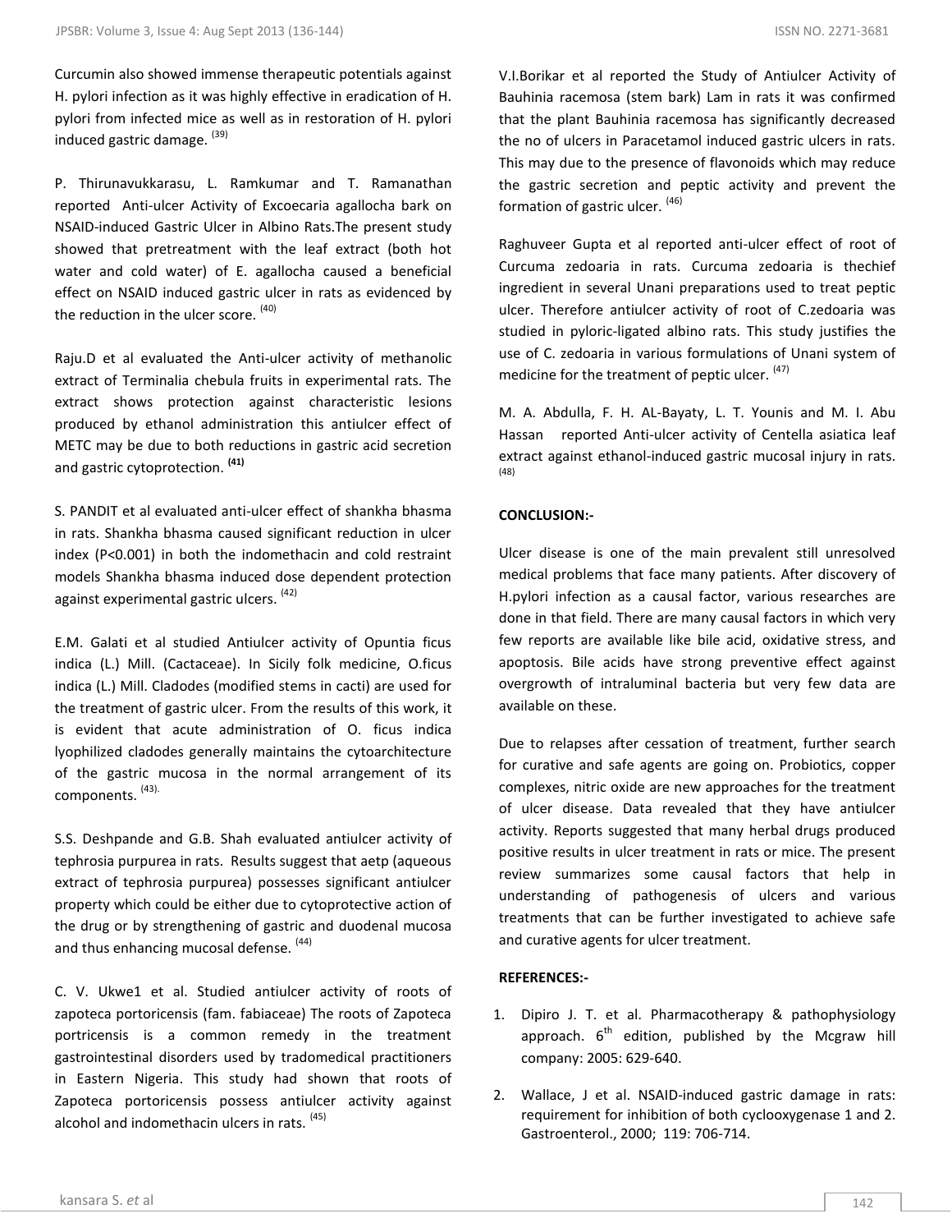Curcumin also showed immense therapeutic potentials against H. pylori infection as it was highly effective in eradication of H. pylori from infected mice as well as in restoration of H. pylori induced gastric damage. [39]

P. Thirunavukkarasu, L. Ramkumar and T. Ramanathan reported Anti-ulcer Activity of Excoecaria agallocha bark on NSAID-induced Gastric Ulcer in Albino Rats.The present study showed that pretreatment with the leaf extract (both hot water and cold water) of E. agallocha caused a beneficial effect on NSAID induced gastric ulcer in rats as evidenced by the reduction in the ulcer score. [40]

Raju.D et al evaluated the Anti-ulcer activity of methanolic extract of Terminalia chebula fruits in experimental rats. The extract shows protection against characteristic lesions produced by ethanol administration this antiulcer effect of METC may be due to both reductions in gastric acid secretion and gastric cytoprotection. **[41]**

S. PANDIT et al evaluated anti-ulcer effect of shankha bhasma in rats. Shankha bhasma caused significant reduction in ulcer index ($P<0.001$) in both the indomethacin and cold restraint models Shankha bhasma induced dose dependent protection against experimental gastric ulcers. [42]

E.M. Galati et al studied Antiulcer activity of Opuntia ficus indica (L.) Mill. (Cactaceae). In Sicily folk medicine, O.ficus indica (L.) Mill. Cladodes (modified stems in cacti) are used for the treatment of gastric ulcer. From the results of this work, it is evident that acute administration of O. ficus indica lyophilized cladodes generally maintains the cytoarchitecture of the gastric mucosa in the normal arrangement of its components. [43].

S.S. Deshpande and G.B. Shah evaluated antiulcer activity of tephrosia purpurea in rats. Results suggest that aetp (aqueous extract of tephrosia purpurea) possesses significant antiulcer property which could be either due to cytoprotective action of the drug or by strengthening of gastric and duodenal mucosa and thus enhancing mucosal defense. [44]

C. V. Ukwe1 et al. Studied antiulcer activity of roots of zapoteca portoricensis (fam. fabiaceae) The roots of Zapoteca portricensis is a common remedy in the treatment gastrointestinal disorders used by tradomedical practitioners in Eastern Nigeria. This study had shown that roots of Zapoteca portoricensis possess antiulcer activity against alcohol and indomethacin ulcers in rats. [45]

V.I.Borikar et al reported the Study of Antiulcer Activity of Bauhinia racemosa (stem bark) Lam in rats it was confirmed that the plant Bauhinia racemosa has significantly decreased the no of ulcers in Paracetamol induced gastric ulcers in rats. This may due to the presence of flavonoids which may reduce the gastric secretion and peptic activity and prevent the formation of gastric ulcer. [46]

Raghuveer Gupta et al reported anti-ulcer effect of root of Curcuma zedoaria in rats. Curcuma zedoaria is thechief ingredient in several Unani preparations used to treat peptic ulcer. Therefore antiulcer activity of root of C.zedoaria was studied in pyloric-ligated albino rats. This study justifies the use of C. zedoaria in various formulations of Unani system of medicine for the treatment of peptic ulcer. [47]

M. A. Abdulla, F. H. AL-Bayaty, L. T. Younis and M. I. Abu Hassan reported Anti-ulcer activity of Centella asiatica leaf extract against ethanol-induced gastric mucosal injury in rats. [48]

**CONCLUSION:-**

Ulcer disease is one of the main prevalent still unresolved medical problems that face many patients. After discovery of H.pylori infection as a causal factor, various researches are done in that field. There are many causal factors in which very few reports are available like bile acid, oxidative stress, and apoptosis. Bile acids have strong preventive effect against overgrowth of intraluminal bacteria but very few data are available on these.

Due to relapses after cessation of treatment, further search for curative and safe agents are going on. Probiotics, copper complexes, nitric oxide are new approaches for the treatment of ulcer disease. Data revealed that they have antiulcer activity. Reports suggested that many herbal drugs produced positive results in ulcer treatment in rats or mice. The present review summarizes some causal factors that help in understanding of pathogenesis of ulcers and various treatments that can be further investigated to achieve safe and curative agents for ulcer treatment.

**REFERENCES:-**

1. Dipiro J. T. et al. Pharmacotherapy & pathophysiology approach. 6th edition, published by the Mcgraw hill company: 2005: 629-640.
2. Wallace, J et al. NSAID-induced gastric damage in rats: requirement for inhibition of both cyclooxygenase 1 and 2. Gastroenterol., 2000; 119: 706-714.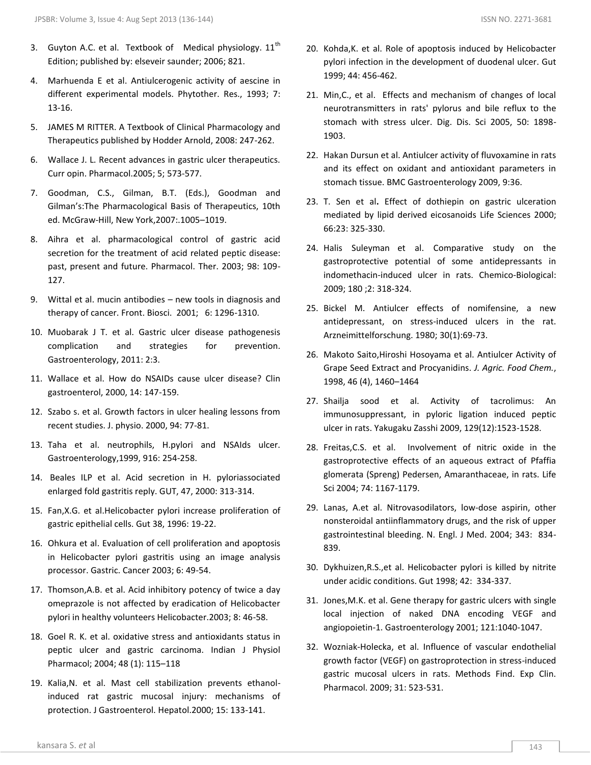3. Guyton A.C. et al. Textbook of Medical physiology. 11th Edition; published by: elseveir saunder; 2006; 821.
4. Marhuenda E et al. Antiulcerogenic activity of aescine in different experimental models. Phytother. Res., 1993; 7: 13-16.
5. JAMES M RITTER. A Textbook of Clinical Pharmacology and Therapeutics published by Hodder Arnold, 2008: 247-262.
6. Wallace J. L. Recent advances in gastric ulcer therapeutics. Curr opin. Pharmacol.2005; 5; 573-577.
7. Goodman, C.S., Gilman, B.T. (Eds.), Goodman and Gilman's:The Pharmacological Basis of Therapeutics, 10th ed. McGraw-Hill, New York,2007:.1005–1019.
8. Aihra et al. pharmacological control of gastric acid secretion for the treatment of acid related peptic disease: past, present and future. Pharmacol. Ther. 2003; 98: 109-127.
9. Wittal et al. mucin antibodies – new tools in diagnosis and therapy of cancer. Front. Biosci. 2001; 6: 1296-1310.
10. Muobarak J T. et al. Gastric ulcer disease pathogenesis complication and strategies for prevention. Gastroenterology, 2011: 2:3.
11. Wallace et al. How do NSAIDs cause ulcer disease? Clin gastroenterol, 2000, 14: 147-159.
12. Szabo s. et al. Growth factors in ulcer healing lessons from recent studies. J. physio. 2000, 94: 77-81.
13. Taha et al. neutrophils, H.pylori and NSAIds ulcer. Gastroenterology,1999, 916: 254-258.
14. Beales ILP et al. Acid secretion in H. pyloriassociated enlarged fold gastritis reply. GUT, 47, 2000: 313-314.
15. Fan,X.G. et al.Helicobacter pylori increase proliferation of gastric epithelial cells. Gut 38, 1996: 19-22.
16. Ohkura et al. Evaluation of cell proliferation and apoptosis in Helicobacter pylori gastritis using an image analysis processor. Gastric. Cancer 2003; 6: 49-54.
17. Thomson,A.B. et al. Acid inhibitory potency of twice a day omeprazole is not affected by eradication of Helicobacter pylori in healthy volunteers Helicobacter.2003; 8: 46-58.
18. Goel R. K. et al. oxidative stress and antioxidants status in peptic ulcer and gastric carcinoma. Indian J Physiol Pharmacol; 2004; 48 (1): 115–118
19. Kalia,N. et al. Mast cell stabilization prevents ethanol-induced rat gastric mucosal injury: mechanisms of protection. J Gastroenterol. Hepatol.2000; 15: 133-141.
20. Kohda,K. et al. Role of apoptosis induced by Helicobacter pylori infection in the development of duodenal ulcer. Gut 1999; 44: 456-462.
21. Min,C., et al. Effects and mechanism of changes of local neurotransmitters in rats' pylorus and bile reflux to the stomach with stress ulcer. Dig. Dis. Sci 2005, 50: 1898-1903.
22. Hakan Dursun et al. Antiulcer activity of fluvoxamine in rats and its effect on oxidant and antioxidant parameters in stomach tissue. BMC Gastroenterology 2009, 9:36.
23. T. Sen et al**.** Effect of dothiepin on gastric ulceration mediated by lipid derived eicosanoids Life Sciences 2000; 66:23: 325-330.
24. Halis Suleyman et al. Comparative study on the gastroprotective potential of some antidepressants in indomethacin-induced ulcer in rats. Chemico-Biological: 2009; 180 ;2: 318-324.
25. Bickel M. Antiulcer effects of nomifensine, a new antidepressant, on stress-induced ulcers in the rat. Arzneimittelforschung. 1980; 30(1):69-73.
26. Makoto Saito,Hiroshi Hosoyama et al. Antiulcer Activity of Grape Seed Extract and Procyanidins. *J. Agric. Food Chem.*, 1998, 46 (4), 1460–1464
27. Shailja sood et al. Activity of tacrolimus: An immunosuppressant, in pyloric ligation induced peptic ulcer in rats. Yakugaku Zasshi 2009, 129(12):1523-1528.
28. Freitas,C.S. et al. Involvement of nitric oxide in the gastroprotective effects of an aqueous extract of Pfaffia glomerata (Spreng) Pedersen, Amaranthaceae, in rats. Life Sci 2004; 74: 1167-1179.
29. Lanas, A.et al. Nitrovasodilators, low-dose aspirin, other nonsteroidal antiinflammatory drugs, and the risk of upper gastrointestinal bleeding. N. Engl. J Med. 2004; 343: 834-839.
30. Dykhuizen,R.S.,et al. Helicobacter pylori is killed by nitrite under acidic conditions. Gut 1998; 42: 334-337.
31. Jones,M.K. et al. Gene therapy for gastric ulcers with single local injection of naked DNA encoding VEGF and angiopoietin-1. Gastroenterology 2001; 121:1040-1047.
32. Wozniak-Holecka, et al. Influence of vascular endothelial growth factor (VEGF) on gastroprotection in stress-induced gastric mucosal ulcers in rats. Methods Find. Exp Clin. Pharmacol. 2009; 31: 523-531.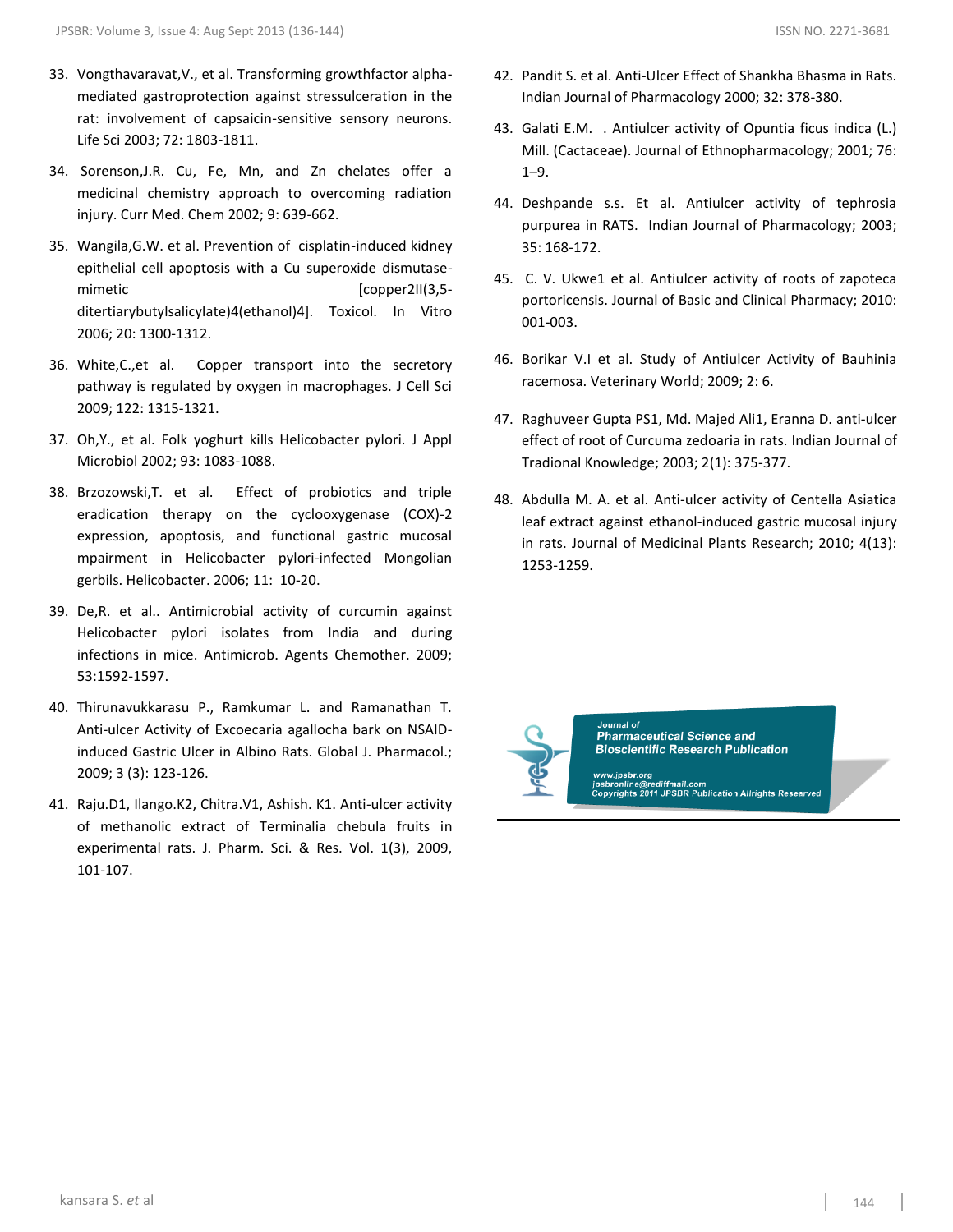33. Vongthavaravat,V., et al. Transforming growthfactor alpha-mediated gastroprotection against stressulceration in the rat: involvement of capsaicin-sensitive sensory neurons. Life Sci 2003; 72: 1803-1811.

34. Sorenson,J.R. Cu, Fe, Mn, and Zn chelates offer a medicinal chemistry approach to overcoming radiation injury. Curr Med. Chem 2002; 9: 639-662.

35. Wangila,G.W. et al. Prevention of cisplatin-induced kidney epithelial cell apoptosis with a Cu superoxide dismutase-mimetic [copper2II(3,5-ditertiarybutylsalicylate)4(ethanol)4]. Toxicol. In Vitro 2006; 20: 1300-1312.

36. White,C.,et al. Copper transport into the secretory pathway is regulated by oxygen in macrophages. J Cell Sci 2009; 122: 1315-1321.

37. Oh,Y., et al. Folk yoghurt kills Helicobacter pylori. J Appl Microbiol 2002; 93: 1083-1088.

38. Brzozowski,T. et al. Effect of probiotics and triple eradication therapy on the cyclooxygenase (COX)-2 expression, apoptosis, and functional gastric mucosal mpairment in Helicobacter pylori-infected Mongolian gerbils. Helicobacter. 2006; 11: 10-20.

39. De,R. et al.. Antimicrobial activity of curcumin against Helicobacter pylori isolates from India and during infections in mice. Antimicrob. Agents Chemother. 2009; 53:1592-1597.

40. Thirunavukkarasu P., Ramkumar L. and Ramanathan T. Anti-ulcer Activity of Excoecaria agallocha bark on NSAID-induced Gastric Ulcer in Albino Rats. Global J. Pharmacol.; 2009; 3 (3): 123-126.

41. Raju.D1, Ilango.K2, Chitra.V1, Ashish. K1. Anti-ulcer activity of methanolic extract of Terminalia chebula fruits in experimental rats. J. Pharm. Sci. & Res. Vol. 1(3), 2009, 101-107.

42. Pandit S. et al. Anti-Ulcer Effect of Shankha Bhasma in Rats. Indian Journal of Pharmacology 2000; 32: 378-380.

43. Galati E.M. . Antiulcer activity of Opuntia ficus indica (L.) Mill. (Cactaceae). Journal of Ethnopharmacology; 2001; 76: 1–9.

44. Deshpande s.s. Et al. Antiulcer activity of tephrosia purpurea in RATS. Indian Journal of Pharmacology; 2003; 35: 168-172.

45. C. V. Ukwe1 et al. Antiulcer activity of roots of zapoteca portoricensis. Journal of Basic and Clinical Pharmacy; 2010: 001-003.

46. Borikar V.I et al. Study of Antiulcer Activity of Bauhinia racemosa. Veterinary World; 2009; 2: 6.

47. Raghuveer Gupta PS1, Md. Majed Ali1, Eranna D. anti-ulcer effect of root of Curcuma zedoaria in rats. Indian Journal of Tradional Knowledge; 2003; 2(1): 375-377.

48. Abdulla M. A. et al. Anti-ulcer activity of Centella Asiatica leaf extract against ethanol-induced gastric mucosal injury in rats. Journal of Medicinal Plants Research; 2010; 4(13): 1253-1259.

Journal of
Pharmaceutical Science and
Bioscientific Research Publication

www.jpsbr.org
jpsbronline@rediffmail.com
Copyrights 2011 JPSBR Publication Allrights Researved